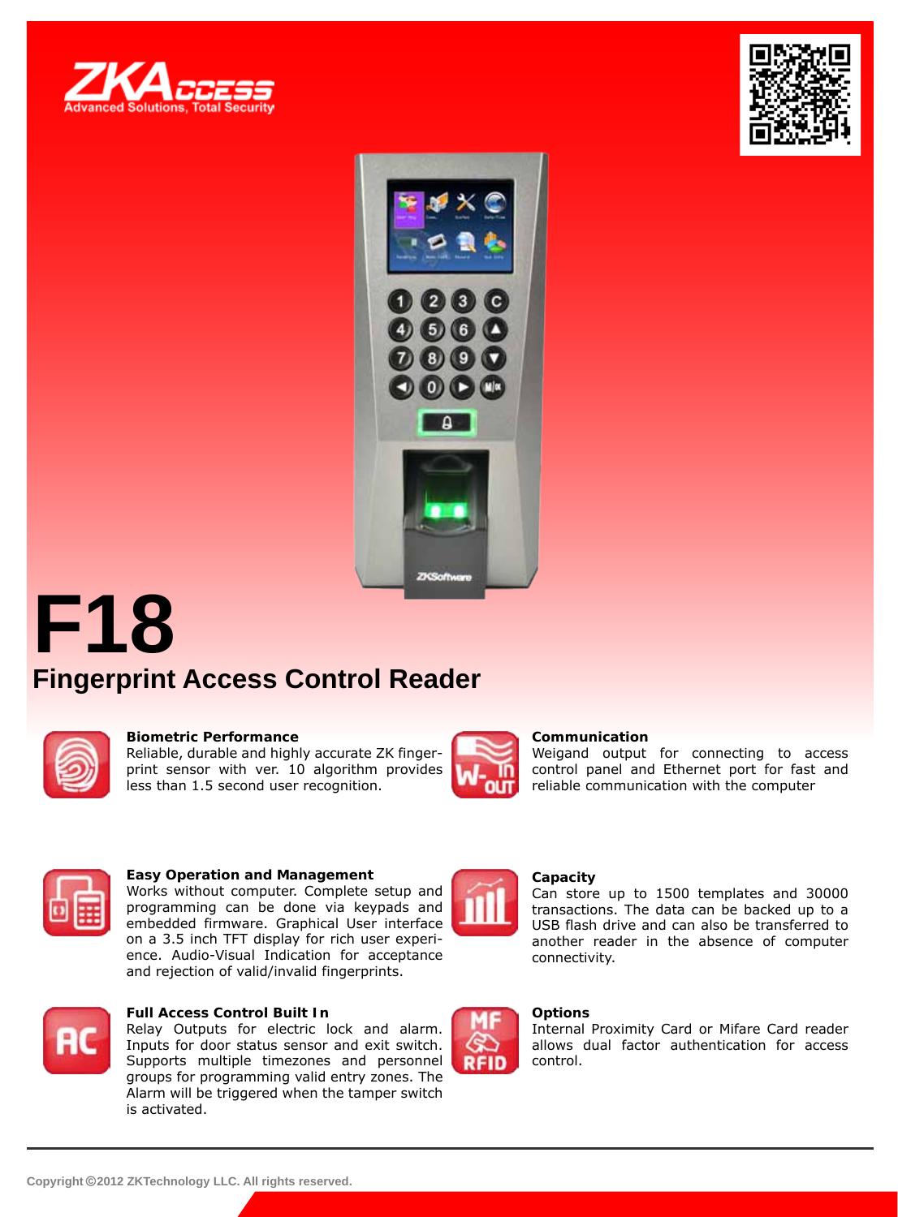ZKAccess
Advanced Solutions, Total Security

# F18

## Fingerprint Access Control Reader

### Biometric Performance
Reliable, durable and highly accurate ZK fingerprint sensor with ver. 10 algorithm provides less than 1.5 second user recognition.

### Communication
Weigand output for connecting to access control panel and Ethernet port for fast and reliable communication with the computer

### Easy Operation and Management
Works without computer. Complete setup and programming can be done via keypads and embedded firmware. Graphical User interface on a 3.5 inch TFT display for rich user experience. Audio-Visual Indication for acceptance and rejection of valid/invalid fingerprints.

### Capacity
Can store up to 1500 templates and 30000 transactions. The data can be backed up to a USB flash drive and can also be transferred to another reader in the absence of computer connectivity.

### Full Access Control Built In
Relay Outputs for electric lock and alarm. Inputs for door status sensor and exit switch. Supports multiple timezones and personnel groups for programming valid entry zones. The Alarm will be triggered when the tamper switch is activated.

### Options
Internal Proximity Card or Mifare Card reader allows dual factor authentication for access control.

Copyright ©2012 ZKTechnology LLC. All rights reserved.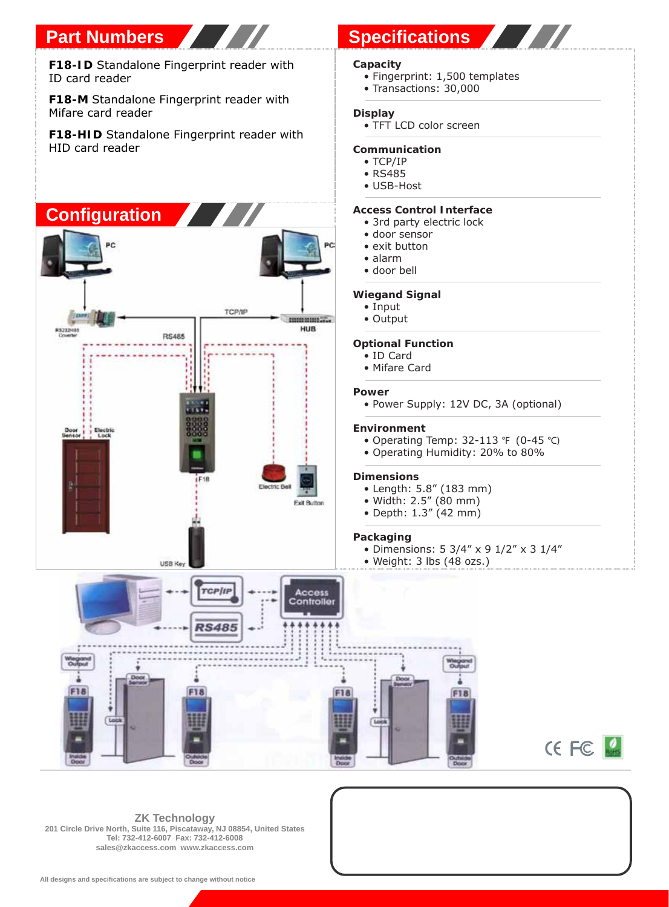## Part Numbers

**F18-ID** Standalone Fingerprint reader with ID card reader

**F18-M** Standalone Fingerprint reader with Mifare card reader

**F18-HID** Standalone Fingerprint reader with HID card reader

## Configuration

## Specifications

**Capacity**
- Fingerprint: 1,500 templates
- Transactions: 30,000

**Display**
- TFT LCD color screen

**Communication**
- TCP/IP
- RS485
- USB-Host

**Access Control Interface**
- 3rd party electric lock
- door sensor
- exit button
- alarm
- door bell

**Wiegand Signal**
- Input
- Output

**Optional Function**
- ID Card
- Mifare Card

**Power**
- Power Supply: 12V DC, 3A (optional)

**Environment**
- Operating Temp: 32-113 ℉ (0-45 ℃)
- Operating Humidity: 20% to 80%

**Dimensions**
- Length: 5.8″ (183 mm)
- Width: 2.5″ (80 mm)
- Depth: 1.3″ (42 mm)

**Packaging**
- Dimensions: 5 3/4″ x 9 1/2″ x 3 1/4″
- Weight: 3 lbs (48 ozs.)

**ZK Technology**
201 Circle Drive North, Suite 116, Piscataway, NJ 08854, United States
Tel: 732-412-6007 Fax: 732-412-6008
sales@zkaccess.com www.zkaccess.com

All designs and specifications are subject to change without notice